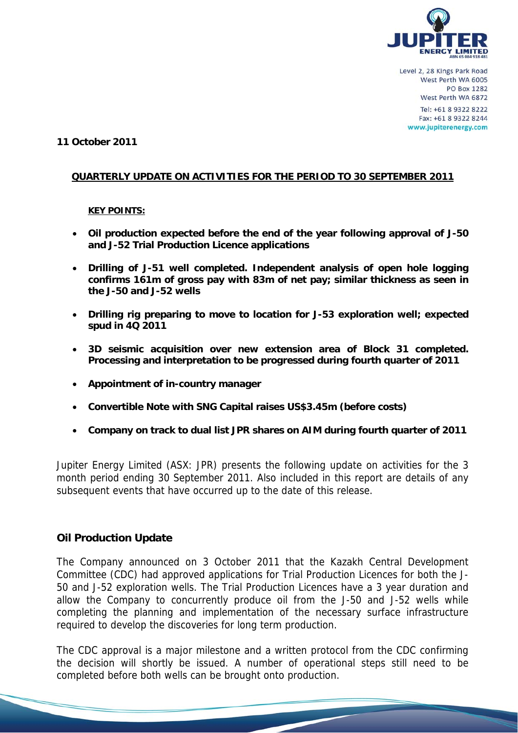Level 2, 28 Kings Park Road
West Perth WA 6005
PO Box 1282
West Perth WA 6872
Tel: +61 8 9322 8222
Fax: +61 8 9322 8244
www.jupiterenergy.com

**11 October 2011**

## QUARTERLY UPDATE ON ACTIVITIES FOR THE PERIOD TO 30 SEPTEMBER 2011

**KEY POINTS:**

- **Oil production expected before the end of the year following approval of J-50 and J-52 Trial Production Licence applications**
- **Drilling of J-51 well completed. Independent analysis of open hole logging confirms 161m of gross pay with 83m of net pay; similar thickness as seen in the J-50 and J-52 wells**
- **Drilling rig preparing to move to location for J-53 exploration well; expected spud in 4Q 2011**
- **3D seismic acquisition over new extension area of Block 31 completed. Processing and interpretation to be progressed during fourth quarter of 2011**
- **Appointment of in-country manager**
- **Convertible Note with SNG Capital raises US$3.45m (before costs)**
- **Company on track to dual list JPR shares on AIM during fourth quarter of 2011**

Jupiter Energy Limited (ASX: JPR) presents the following update on activities for the 3 month period ending 30 September 2011. Also included in this report are details of any subsequent events that have occurred up to the date of this release.

## Oil Production Update

The Company announced on 3 October 2011 that the Kazakh Central Development Committee (CDC) had approved applications for Trial Production Licences for both the J-50 and J-52 exploration wells. The Trial Production Licences have a 3 year duration and allow the Company to concurrently produce oil from the J-50 and J-52 wells while completing the planning and implementation of the necessary surface infrastructure required to develop the discoveries for long term production.

The CDC approval is a major milestone and a written protocol from the CDC confirming the decision will shortly be issued. A number of operational steps still need to be completed before both wells can be brought onto production.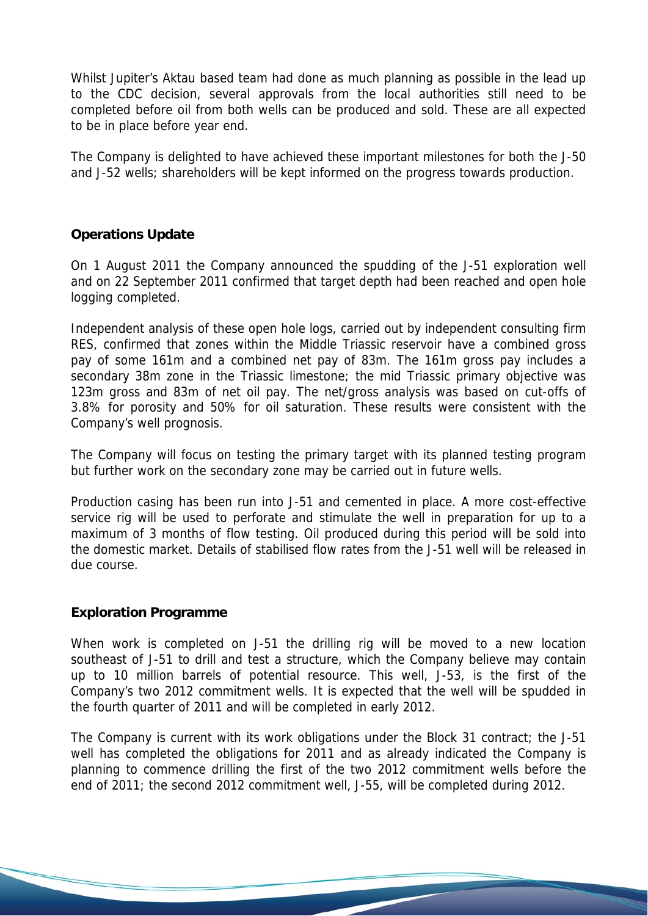Whilst Jupiter's Aktau based team had done as much planning as possible in the lead up to the CDC decision, several approvals from the local authorities still need to be completed before oil from both wells can be produced and sold. These are all expected to be in place before year end.

The Company is delighted to have achieved these important milestones for both the J-50 and J-52 wells; shareholders will be kept informed on the progress towards production.

## Operations Update

On 1 August 2011 the Company announced the spudding of the J-51 exploration well and on 22 September 2011 confirmed that target depth had been reached and open hole logging completed.

Independent analysis of these open hole logs, carried out by independent consulting firm RES, confirmed that zones within the Middle Triassic reservoir have a combined gross pay of some 161m and a combined net pay of 83m. The 161m gross pay includes a secondary 38m zone in the Triassic limestone; the mid Triassic primary objective was 123m gross and 83m of net oil pay. The net/gross analysis was based on cut-offs of 3.8% for porosity and 50% for oil saturation. These results were consistent with the Company's well prognosis.

The Company will focus on testing the primary target with its planned testing program but further work on the secondary zone may be carried out in future wells.

Production casing has been run into J-51 and cemented in place. A more cost-effective service rig will be used to perforate and stimulate the well in preparation for up to a maximum of 3 months of flow testing. Oil produced during this period will be sold into the domestic market. Details of stabilised flow rates from the J-51 well will be released in due course.

## Exploration Programme

When work is completed on J-51 the drilling rig will be moved to a new location southeast of J-51 to drill and test a structure, which the Company believe may contain up to 10 million barrels of potential resource. This well, J-53, is the first of the Company's two 2012 commitment wells. It is expected that the well will be spudded in the fourth quarter of 2011 and will be completed in early 2012.

The Company is current with its work obligations under the Block 31 contract; the J-51 well has completed the obligations for 2011 and as already indicated the Company is planning to commence drilling the first of the two 2012 commitment wells before the end of 2011; the second 2012 commitment well, J-55, will be completed during 2012.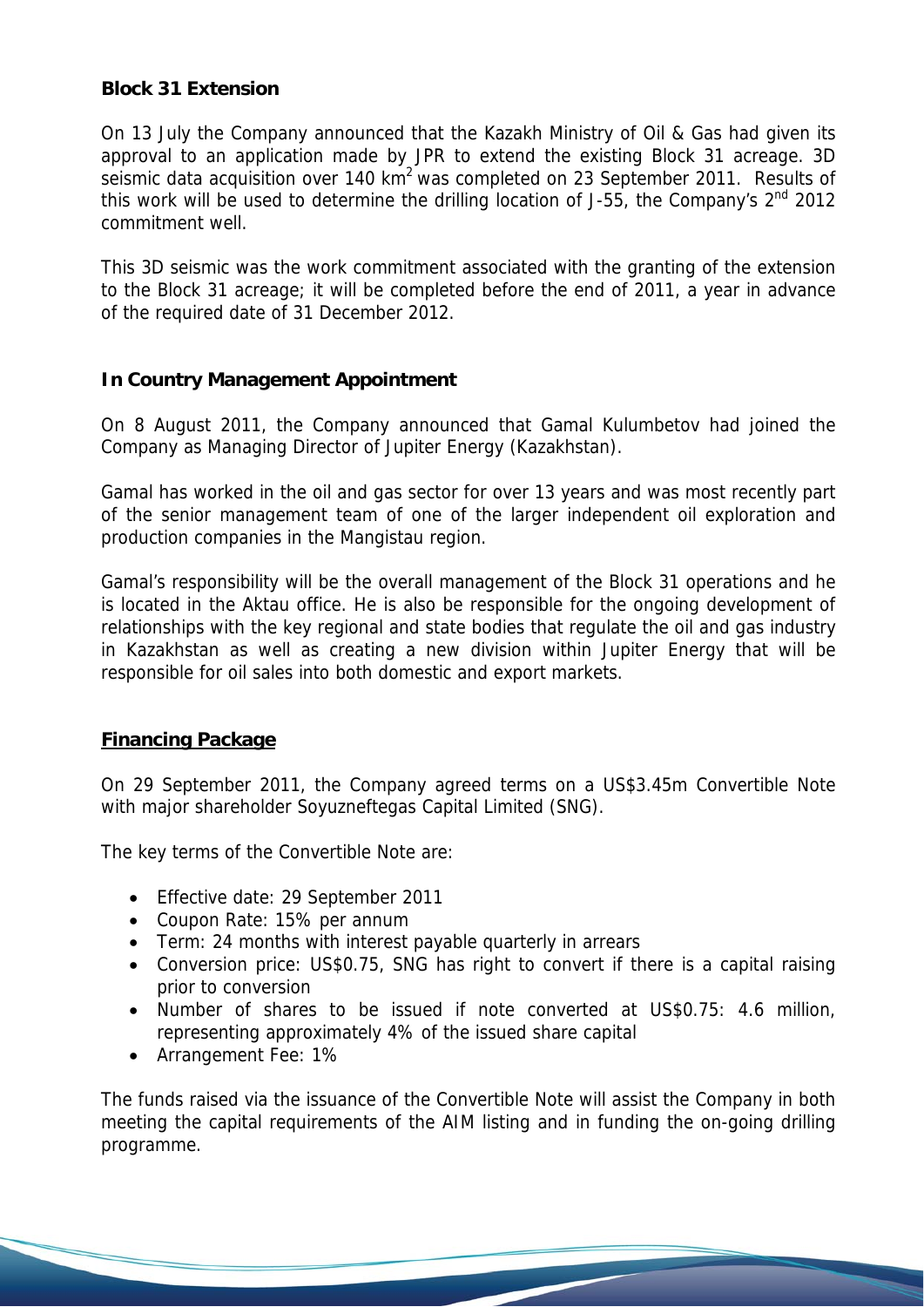**Block 31 Extension**

On 13 July the Company announced that the Kazakh Ministry of Oil & Gas had given its approval to an application made by JPR to extend the existing Block 31 acreage. 3D seismic data acquisition over 140 km$^2$ was completed on 23 September 2011. Results of this work will be used to determine the drilling location of J-55, the Company's 2nd 2012 commitment well.

This 3D seismic was the work commitment associated with the granting of the extension to the Block 31 acreage; it will be completed before the end of 2011, a year in advance of the required date of 31 December 2012.

**In Country Management Appointment**

On 8 August 2011, the Company announced that Gamal Kulumbetov had joined the Company as Managing Director of Jupiter Energy (Kazakhstan).

Gamal has worked in the oil and gas sector for over 13 years and was most recently part of the senior management team of one of the larger independent oil exploration and production companies in the Mangistau region.

Gamal's responsibility will be the overall management of the Block 31 operations and he is located in the Aktau office. He is also be responsible for the ongoing development of relationships with the key regional and state bodies that regulate the oil and gas industry in Kazakhstan as well as creating a new division within Jupiter Energy that will be responsible for oil sales into both domestic and export markets.

**Financing Package**

On 29 September 2011, the Company agreed terms on a US$3.45m Convertible Note with major shareholder Soyuzneftegas Capital Limited (SNG).

The key terms of the Convertible Note are:

- Effective date: 29 September 2011
- Coupon Rate: 15% per annum
- Term: 24 months with interest payable quarterly in arrears
- Conversion price: US$0.75, SNG has right to convert if there is a capital raising prior to conversion
- Number of shares to be issued if note converted at US$0.75: 4.6 million, representing approximately 4% of the issued share capital
- Arrangement Fee: 1%

The funds raised via the issuance of the Convertible Note will assist the Company in both meeting the capital requirements of the AIM listing and in funding the on-going drilling programme.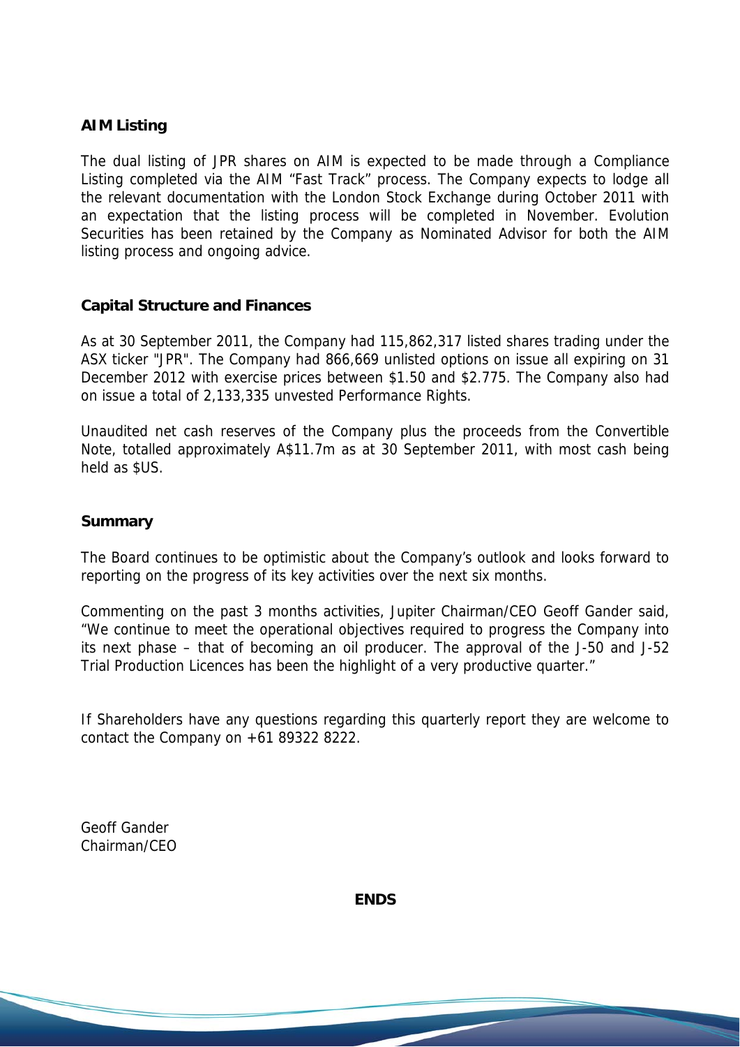## AIM Listing

The dual listing of JPR shares on AIM is expected to be made through a Compliance Listing completed via the AIM "Fast Track" process. The Company expects to lodge all the relevant documentation with the London Stock Exchange during October 2011 with an expectation that the listing process will be completed in November. Evolution Securities has been retained by the Company as Nominated Advisor for both the AIM listing process and ongoing advice.

## Capital Structure and Finances

As at 30 September 2011, the Company had 115,862,317 listed shares trading under the ASX ticker "JPR". The Company had 866,669 unlisted options on issue all expiring on 31 December 2012 with exercise prices between $1.50 and $2.775. The Company also had on issue a total of 2,133,335 unvested Performance Rights.

Unaudited net cash reserves of the Company plus the proceeds from the Convertible Note, totalled approximately A$11.7m as at 30 September 2011, with most cash being held as $US.

## Summary

The Board continues to be optimistic about the Company's outlook and looks forward to reporting on the progress of its key activities over the next six months.

Commenting on the past 3 months activities, Jupiter Chairman/CEO Geoff Gander said, "We continue to meet the operational objectives required to progress the Company into its next phase – that of becoming an oil producer. The approval of the J-50 and J-52 Trial Production Licences has been the highlight of a very productive quarter."

If Shareholders have any questions regarding this quarterly report they are welcome to contact the Company on +61 89322 8222.

Geoff Gander
Chairman/CEO

**ENDS**